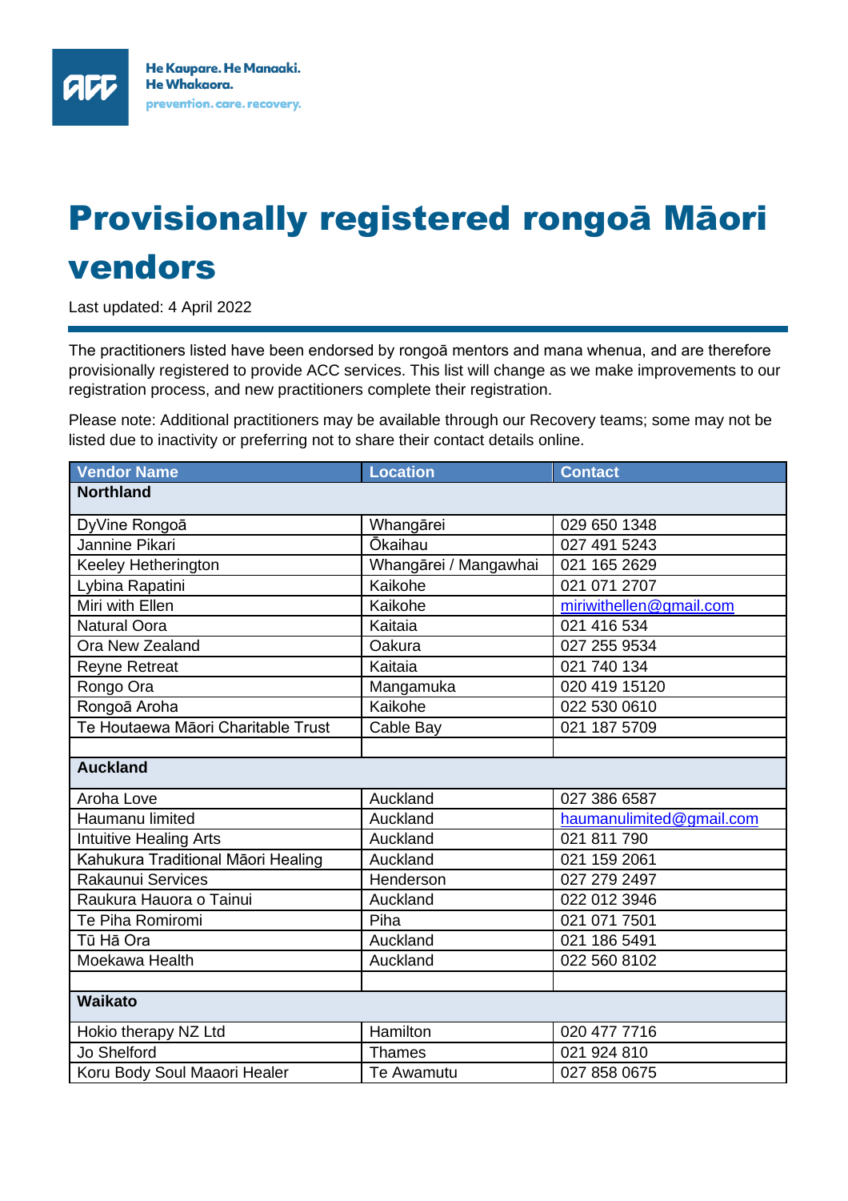He Kaupare. He Manaaki.
He Whakaora.
prevention. care. recovery.

# Provisionally registered rongoā Māori vendors

Last updated: 4 April 2022

The practitioners listed have been endorsed by rongoā mentors and mana whenua, and are therefore provisionally registered to provide ACC services. This list will change as we make improvements to our registration process, and new practitioners complete their registration.

Please note: Additional practitioners may be available through our Recovery teams; some may not be listed due to inactivity or preferring not to share their contact details online.

| Vendor Name | Location | Contact |
|---|---|---|
| **Northland** | | |
| DyVine Rongoā | Whangārei | 029 650 1348 |
| Jannine Pikari | Ōkaihau | 027 491 5243 |
| Keeley Hetherington | Whangārei / Mangawhai | 021 165 2629 |
| Lybina Rapatini | Kaikohe | 021 071 2707 |
| Miri with Ellen | Kaikohe | miriwithellen@gmail.com |
| Natural Oora | Kaitaia | 021 416 534 |
| Ora New Zealand | Oakura | 027 255 9534 |
| Reyne Retreat | Kaitaia | 021 740 134 |
| Rongo Ora | Mangamuka | 020 419 15120 |
| Rongoā Aroha | Kaikohe | 022 530 0610 |
| Te Houtaewa Māori Charitable Trust | Cable Bay | 021 187 5709 |
| | | |
| **Auckland** | | |
| Aroha Love | Auckland | 027 386 6587 |
| Haumanu limited | Auckland | haumanulimited@gmail.com |
| Intuitive Healing Arts | Auckland | 021 811 790 |
| Kahukura Traditional Māori Healing | Auckland | 021 159 2061 |
| Rakaunui Services | Henderson | 027 279 2497 |
| Raukura Hauora o Tainui | Auckland | 022 012 3946 |
| Te Piha Romiromi | Piha | 021 071 7501 |
| Tū Hā Ora | Auckland | 021 186 5491 |
| Moekawa Health | Auckland | 022 560 8102 |
| | | |
| **Waikato** | | |
| Hokio therapy NZ Ltd | Hamilton | 020 477 7716 |
| Jo Shelford | Thames | 021 924 810 |
| Koru Body Soul Maaori Healer | Te Awamutu | 027 858 0675 |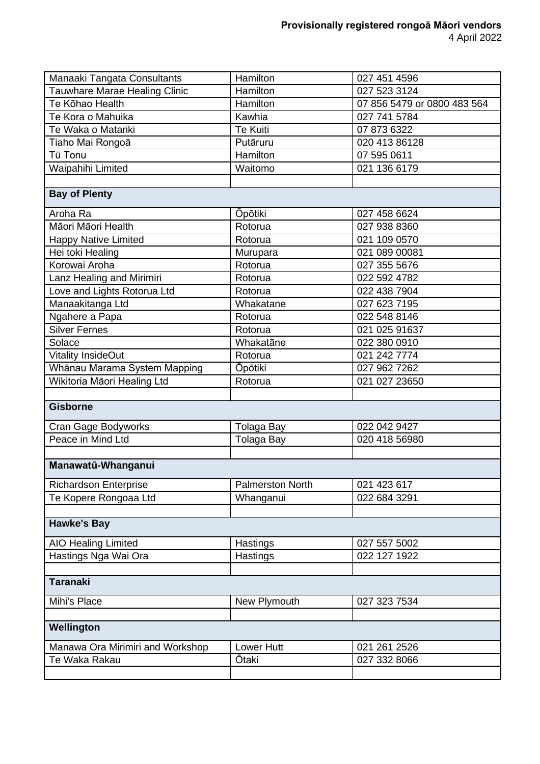| Manaaki Tangata Consultants | Hamilton | 027 451 4596 |
|---|---|---|
| Tauwhare Marae Healing Clinic | Hamilton | 027 523 3124 |
| Te Kōhao Health | Hamilton | 07 856 5479 or 0800 483 564 |
| Te Kora o Mahuika | Kawhia | 027 741 5784 |
| Te Waka o Matariki | Te Kuiti | 07 873 6322 |
| Tiaho Mai Rongoā | Putāruru | 020 413 86128 |
| Tū Tonu | Hamilton | 07 595 0611 |
| Waipahihi Limited | Waitomo | 021 136 6179 |
| | | |
| **Bay of Plenty** | | |
| Aroha Ra | Ōpōtiki | 027 458 6624 |
| Māori Māori Health | Rotorua | 027 938 8360 |
| Happy Native Limited | Rotorua | 021 109 0570 |
| Hei toki Healing | Murupara | 021 089 00081 |
| Korowai Aroha | Rotorua | 027 355 5676 |
| Lanz Healing and Mirimiri | Rotorua | 022 592 4782 |
| Love and Lights Rotorua Ltd | Rotorua | 022 438 7904 |
| Manaakitanga Ltd | Whakatane | 027 623 7195 |
| Ngahere a Papa | Rotorua | 022 548 8146 |
| Silver Fernes | Rotorua | 021 025 91637 |
| Solace | Whakatāne | 022 380 0910 |
| Vitality InsideOut | Rotorua | 021 242 7774 |
| Whānau Marama System Mapping | Ōpōtiki | 027 962 7262 |
| Wikitoria Māori Healing Ltd | Rotorua | 021 027 23650 |
| | | |
| **Gisborne** | | |
| Cran Gage Bodyworks | Tolaga Bay | 022 042 9427 |
| Peace in Mind Ltd | Tolaga Bay | 020 418 56980 |
| | | |
| **Manawatū-Whanganui** | | |
| Richardson Enterprise | Palmerston North | 021 423 617 |
| Te Kopere Rongoaa Ltd | Whanganui | 022 684 3291 |
| | | |
| **Hawke's Bay** | | |
| AIO Healing Limited | Hastings | 027 557 5002 |
| Hastings Nga Wai Ora | Hastings | 022 127 1922 |
| | | |
| **Taranaki** | | |
| Mihi's Place | New Plymouth | 027 323 7534 |
| | | |
| **Wellington** | | |
| Manawa Ora Mirimiri and Workshop | Lower Hutt | 021 261 2526 |
| Te Waka Rakau | Ōtaki | 027 332 8066 |
| | | |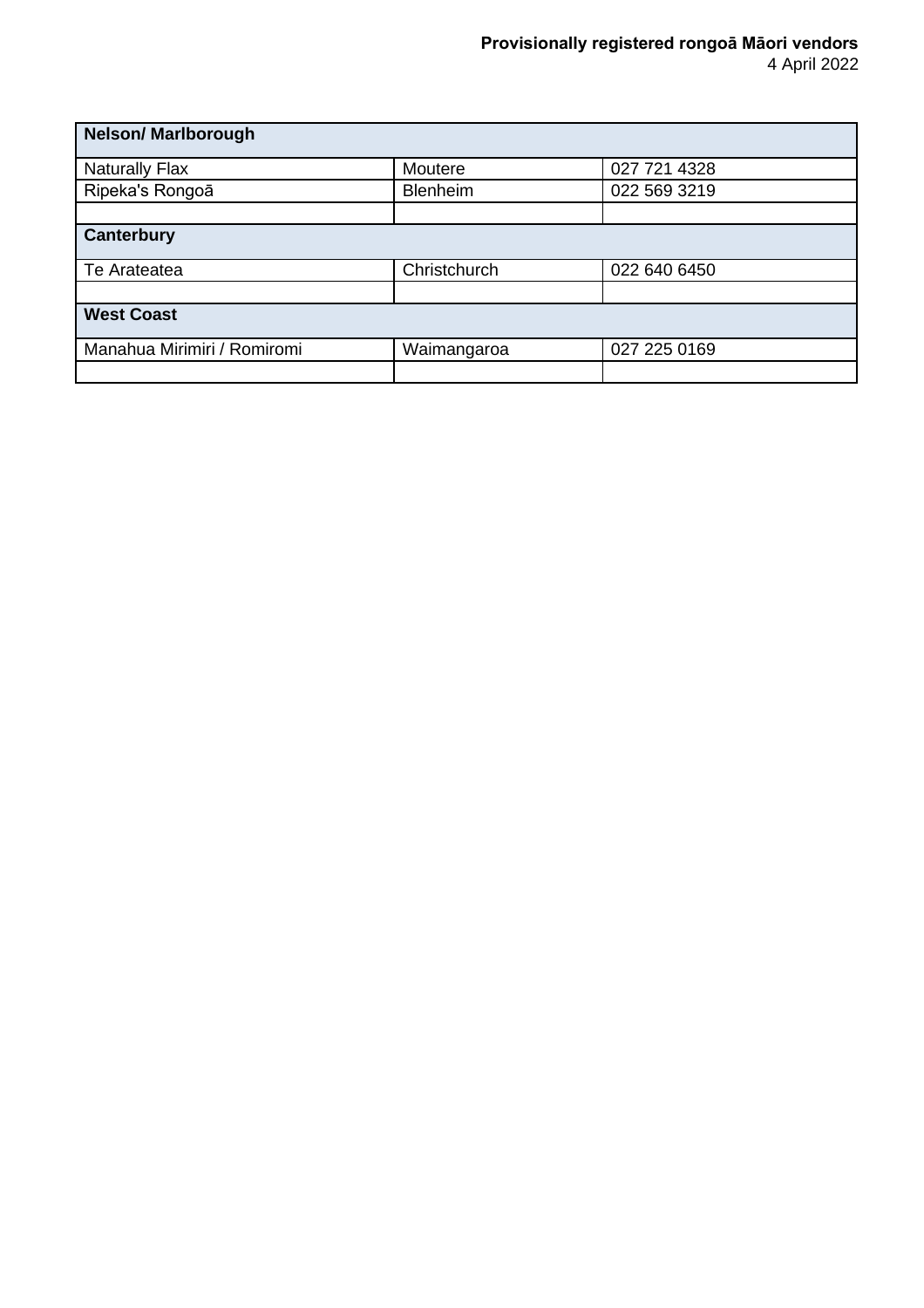| | | |
|---|---|---|
| **Nelson/ Marlborough** | | |
| Naturally Flax | Moutere | 027 721 4328 |
| Ripeka's Rongoā | Blenheim | 022 569 3219 |
| | | |
| **Canterbury** | | |
| Te Arateatea | Christchurch | 022 640 6450 |
| | | |
| **West Coast** | | |
| Manahua Mirimiri / Romiromi | Waimangaroa | 027 225 0169 |
| | | |